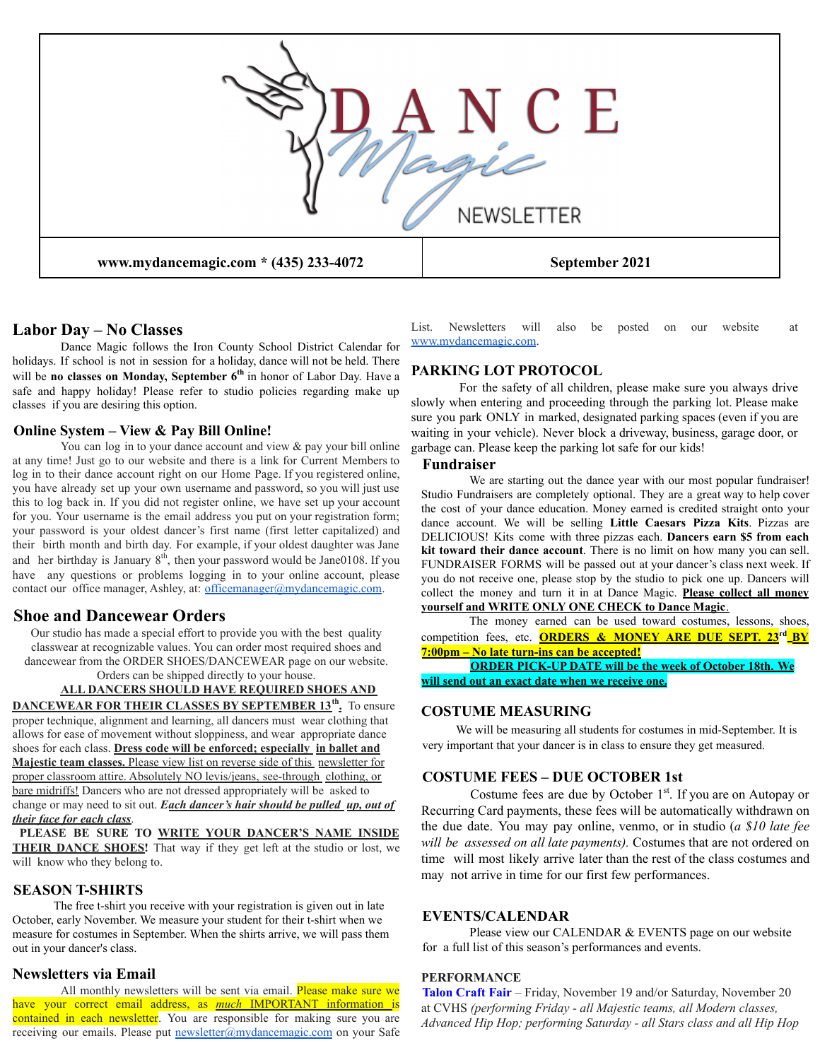# DANCE Magic NEWSLETTER

**www.mydancemagic.com * (435) 233-4072** | **September 2021**

## Labor Day – No Classes

Dance Magic follows the Iron County School District Calendar for holidays. If school is not in session for a holiday, dance will not be held. There will be **no classes on Monday, September 6th** in honor of Labor Day. Have a safe and happy holiday! Please refer to studio policies regarding make up classes if you are desiring this option.

## Online System – View & Pay Bill Online!

You can log in to your dance account and view & pay your bill online at any time! Just go to our website and there is a link for Current Members to log in to their dance account right on our Home Page. If you registered online, you have already set up your own username and password, so you will just use this to log back in. If you did not register online, we have set up your account for you. Your username is the email address you put on your registration form; your password is your oldest dancer's first name (first letter capitalized) and their birth month and birth day. For example, if your oldest daughter was Jane and her birthday is January 8th, then your password would be Jane0108. If you have any questions or problems logging in to your online account, please contact our office manager, Ashley, at: officemanager@mydancemagic.com.

## Shoe and Dancewear Orders

Our studio has made a special effort to provide you with the best quality classwear at recognizable values. You can order most required shoes and dancewear from the ORDER SHOES/DANCEWEAR page on our website. Orders can be shipped directly to your house.

**ALL DANCERS SHOULD HAVE REQUIRED SHOES AND DANCEWEAR FOR THEIR CLASSES BY SEPTEMBER 13th.** To ensure proper technique, alignment and learning, all dancers must wear clothing that allows for ease of movement without sloppiness, and wear appropriate dance shoes for each class. **Dress code will be enforced; especially in ballet and Majestic team classes.** Please view list on reverse side of this newsletter for proper classroom attire. Absolutely NO levis/jeans, see-through clothing, or bare midriffs! Dancers who are not dressed appropriately will be asked to change or may need to sit out. ***Each dancer's hair should be pulled up, out of their face for each class.***

**PLEASE BE SURE TO WRITE YOUR DANCER'S NAME INSIDE THEIR DANCE SHOES!** That way if they get left at the studio or lost, we will know who they belong to.

## SEASON T-SHIRTS

The free t-shirt you receive with your registration is given out in late October, early November. We measure your student for their t-shirt when we measure for costumes in September. When the shirts arrive, we will pass them out in your dancer's class.

## Newsletters via Email

All monthly newsletters will be sent via email. Please make sure we have your correct email address, as *much* IMPORTANT information is contained in each newsletter. You are responsible for making sure you are receiving our emails. Please put newsletter@mydancemagic.com on your Safe List. Newsletters will also be posted on our website at www.mydancemagic.com.

## PARKING LOT PROTOCOL

For the safety of all children, please make sure you always drive slowly when entering and proceeding through the parking lot. Please make sure you park ONLY in marked, designated parking spaces (even if you are waiting in your vehicle). Never block a driveway, business, garage door, or garbage can. Please keep the parking lot safe for our kids!

## Fundraiser

We are starting out the dance year with our most popular fundraiser! Studio Fundraisers are completely optional. They are a great way to help cover the cost of your dance education. Money earned is credited straight onto your dance account. We will be selling **Little Caesars Pizza Kits**. Pizzas are DELICIOUS! Kits come with three pizzas each. **Dancers earn $5 from each kit toward their dance account**. There is no limit on how many you can sell. FUNDRAISER FORMS will be passed out at your dancer's class next week. If you do not receive one, please stop by the studio to pick one up. Dancers will collect the money and turn it in at Dance Magic. **Please collect all money yourself and WRITE ONLY ONE CHECK to Dance Magic.**

The money earned can be used toward costumes, lessons, shoes, competition fees, etc. **ORDERS & MONEY ARE DUE SEPT. 23rd BY 7:00pm – No late turn-ins can be accepted!**

**ORDER PICK-UP DATE will be the week of October 18th. We will send out an exact date when we receive one.**

## COSTUME MEASURING

We will be measuring all students for costumes in mid-September. It is very important that your dancer is in class to ensure they get measured.

## COSTUME FEES – DUE OCTOBER 1st

Costume fees are due by October 1st. If you are on Autopay or Recurring Card payments, these fees will be automatically withdrawn on the due date. You may pay online, venmo, or in studio (*a $10 late fee will be assessed on all late payments).* Costumes that are not ordered on time will most likely arrive later than the rest of the class costumes and may not arrive in time for our first few performances.

## EVENTS/CALENDAR

Please view our CALENDAR & EVENTS page on our website for a full list of this season's performances and events.

### PERFORMANCE

**Talon Craft Fair** – Friday, November 19 and/or Saturday, November 20 at CVHS *(performing Friday - all Majestic teams, all Modern classes, Advanced Hip Hop; performing Saturday - all Stars class and all Hip Hop*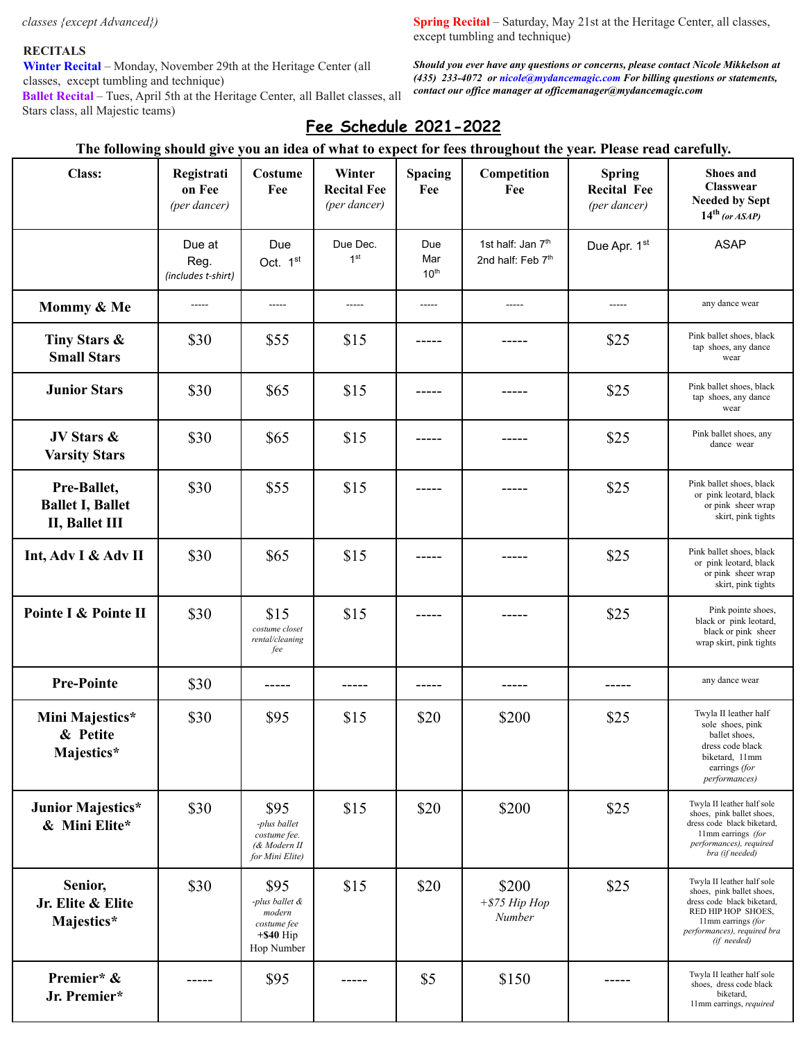*classes {except Advanced})*

**RECITALS**

**Winter Recital** – Monday, November 29th at the Heritage Center (all classes, except tumbling and technique)

**Ballet Recital** – Tues, April 5th at the Heritage Center, all Ballet classes, all Stars class, all Majestic teams)

**Spring Recital** – Saturday, May 21st at the Heritage Center, all classes, except tumbling and technique)

***Should you ever have any questions or concerns, please contact Nicole Mikkelson at (435) 233-4072 or nicole@mydancemagic.com For billing questions or statements, contact our office manager at officemanager@mydancemagic.com***

## Fee Schedule 2021-2022

**The following should give you an idea of what to expect for fees throughout the year. Please read carefully.**

| Class: | Registration Fee *(per dancer)* | Costume Fee | Winter Recital Fee *(per dancer)* | Spacing Fee | Competition Fee | Spring Recital Fee *(per dancer)* | Shoes and Classwear Needed by Sept 14th *(or ASAP)* |
|---|---|---|---|---|---|---|---|
| | Due at Reg. *(includes t-shirt)* | Due Oct. 1st | Due Dec. 1st | Due Mar 10th | 1st half: Jan 7th 2nd half: Feb 7th | Due Apr. 1st | ASAP |
| **Mommy & Me** | ----- | ----- | ----- | ----- | ----- | ----- | any dance wear |
| **Tiny Stars & Small Stars** | $30 | $55 | $15 | ----- | ----- | $25 | Pink ballet shoes, black tap shoes, any dance wear |
| **Junior Stars** | $30 | $65 | $15 | ----- | ----- | $25 | Pink ballet shoes, black tap shoes, any dance wear |
| **JV Stars & Varsity Stars** | $30 | $65 | $15 | ----- | ----- | $25 | Pink ballet shoes, any dance wear |
| **Pre-Ballet, Ballet I, Ballet II, Ballet III** | $30 | $55 | $15 | ----- | ----- | $25 | Pink ballet shoes, black or pink leotard, black or pink sheer wrap skirt, pink tights |
| **Int, Adv I & Adv II** | $30 | $65 | $15 | ----- | ----- | $25 | Pink ballet shoes, black or pink leotard, black or pink sheer wrap skirt, pink tights |
| **Pointe I & Pointe II** | $30 | $15 *costume closet rental/cleaning fee* | $15 | ----- | ----- | $25 | Pink pointe shoes, black or pink leotard, black or pink sheer wrap skirt, pink tights |
| **Pre-Pointe** | $30 | ----- | ----- | ----- | ----- | ----- | any dance wear |
| **Mini Majestics* & Petite Majestics*** | $30 | $95 | $15 | $20 | $200 | $25 | Twyla II leather half sole shoes, pink ballet shoes, dress code black biketard, 11mm earrings *(for performances)* |
| **Junior Majestics* & Mini Elite*** | $30 | $95 *-plus ballet costume fee. (& Modern II for Mini Elite)* | $15 | $20 | $200 | $25 | Twyla II leather half sole shoes, pink ballet shoes, dress code black biketard, 11mm earrings *(for performances)*, *required* bra *(if needed)* |
| **Senior, Jr. Elite & Elite Majestics*** | $30 | $95 *-plus ballet & modern costume fee* **+$40** Hip Hop Number | $15 | $20 | $200 *+$75 Hip Hop Number* | $25 | Twyla II leather half sole shoes, pink ballet shoes, dress code black biketard, RED HIP HOP SHOES, 11mm earrings *(for performances)*, *required* bra *(if needed)* |
| **Premier* & Jr. Premier*** | ----- | $95 | ----- | $5 | $150 | ----- | Twyla II leather half sole shoes, dress code black biketard, 11mm earrings, *required* |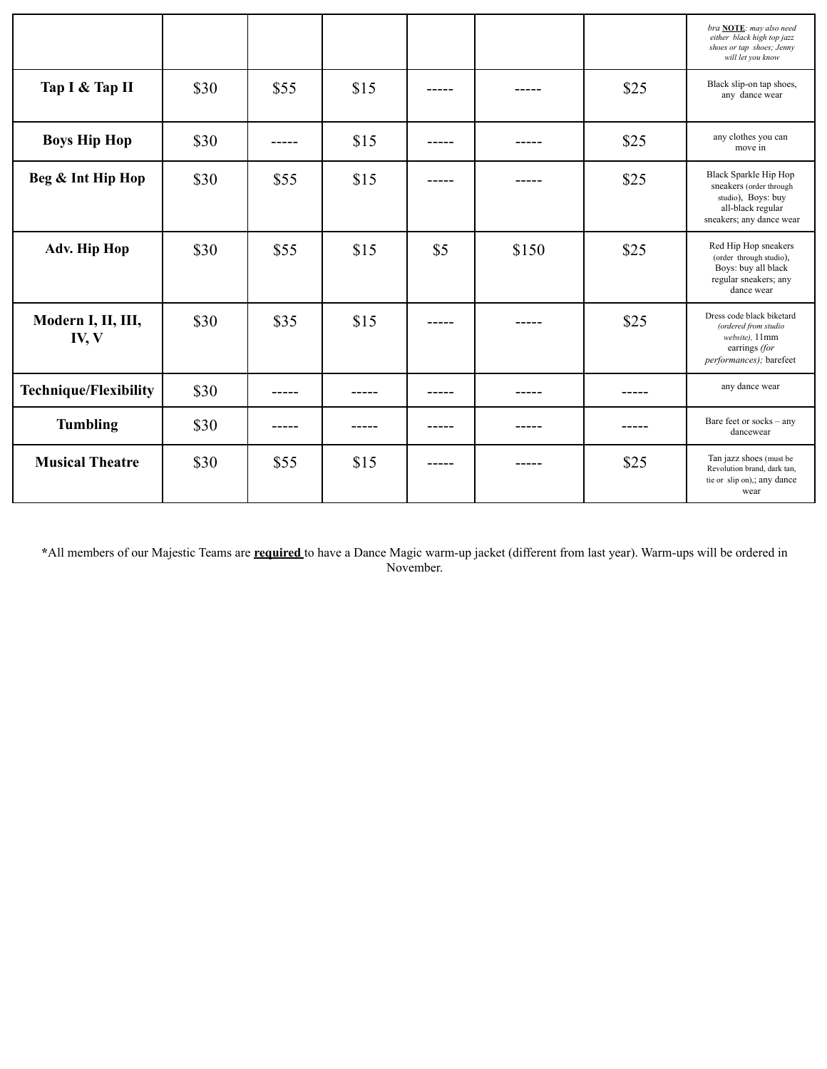| | | | | | | | |
|---|---|---|---|---|---|---|---|
| | | | | | | | *bra* ***NOTE****: may also need either black high top jazz shoes or tap shoes; Jenny will let you know* |
| **Tap I & Tap II** | $30 | $55 | $15 | ----- | ----- | $25 | Black slip-on tap shoes, any dance wear |
| **Boys Hip Hop** | $30 | ----- | $15 | ----- | ----- | $25 | any clothes you can move in |
| **Beg & Int Hip Hop** | $30 | $55 | $15 | ----- | ----- | $25 | Black Sparkle Hip Hop sneakers (order through studio), Boys: buy all-black regular sneakers; any dance wear |
| **Adv. Hip Hop** | $30 | $55 | $15 | $5 | $150 | $25 | Red Hip Hop sneakers (order through studio), Boys: buy all black regular sneakers; any dance wear |
| **Modern I, II, III, IV, V** | $30 | $35 | $15 | ----- | ----- | $25 | Dress code black biketard *(ordered from studio website),* 11mm earrings *(for performances);* barefeet |
| **Technique/Flexibility** | $30 | ----- | ----- | ----- | ----- | ----- | any dance wear |
| **Tumbling** | $30 | ----- | ----- | ----- | ----- | ----- | Bare feet or socks – any dancewear |
| **Musical Theatre** | $30 | $55 | $15 | ----- | ----- | $25 | Tan jazz shoes (must be Revolution brand, dark tan, tie or slip on),; any dance wear |

***All members of our Majestic Teams are **required** to have a Dance Magic warm-up jacket (different from last year). Warm-ups will be ordered in November.